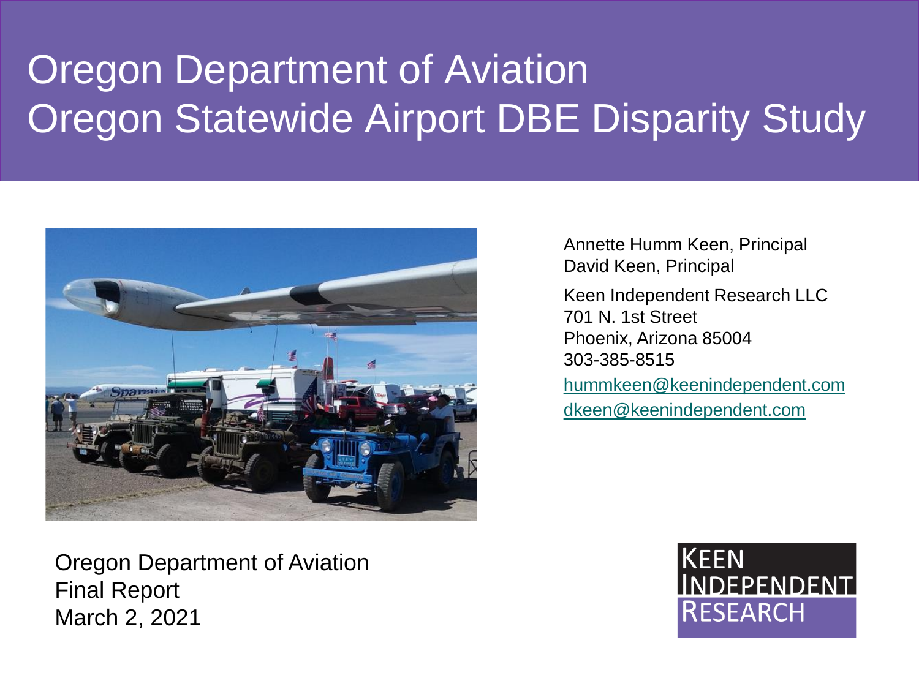# Oregon Department of Aviation
# Oregon Statewide Airport DBE Disparity Study

Annette Humm Keen, Principal
David Keen, Principal

Keen Independent Research LLC
701 N. 1st Street
Phoenix, Arizona 85004
303-385-8515
hummkeen@keenindependent.com
dkeen@keenindependent.com

Oregon Department of Aviation
Final Report
March 2, 2021

KEEN INDEPENDENT RESEARCH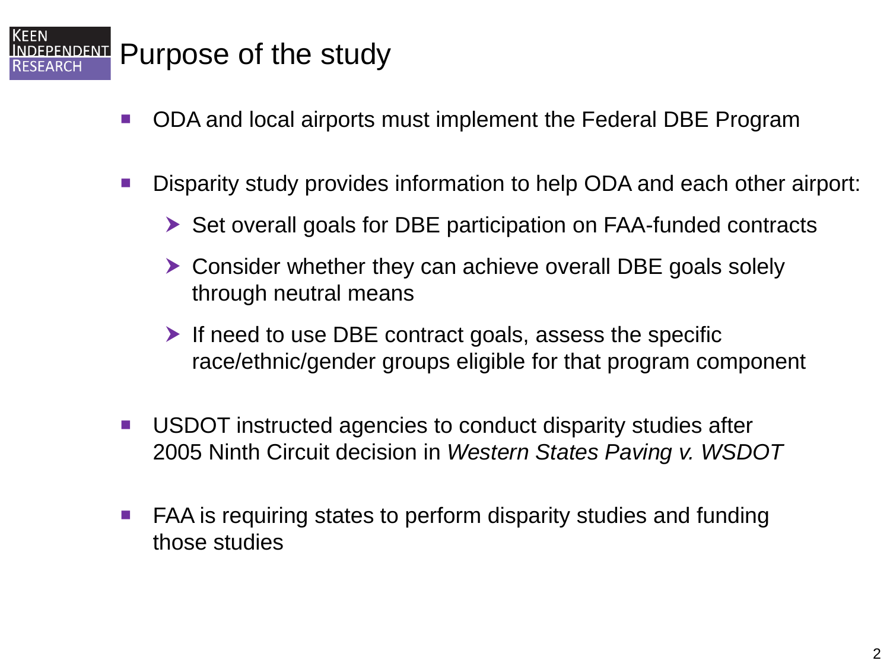# Purpose of the study

- ODA and local airports must implement the Federal DBE Program
- Disparity study provides information to help ODA and each other airport:
  - Set overall goals for DBE participation on FAA-funded contracts
  - Consider whether they can achieve overall DBE goals solely through neutral means
  - If need to use DBE contract goals, assess the specific race/ethnic/gender groups eligible for that program component
- USDOT instructed agencies to conduct disparity studies after 2005 Ninth Circuit decision in *Western States Paving v. WSDOT*
- FAA is requiring states to perform disparity studies and funding those studies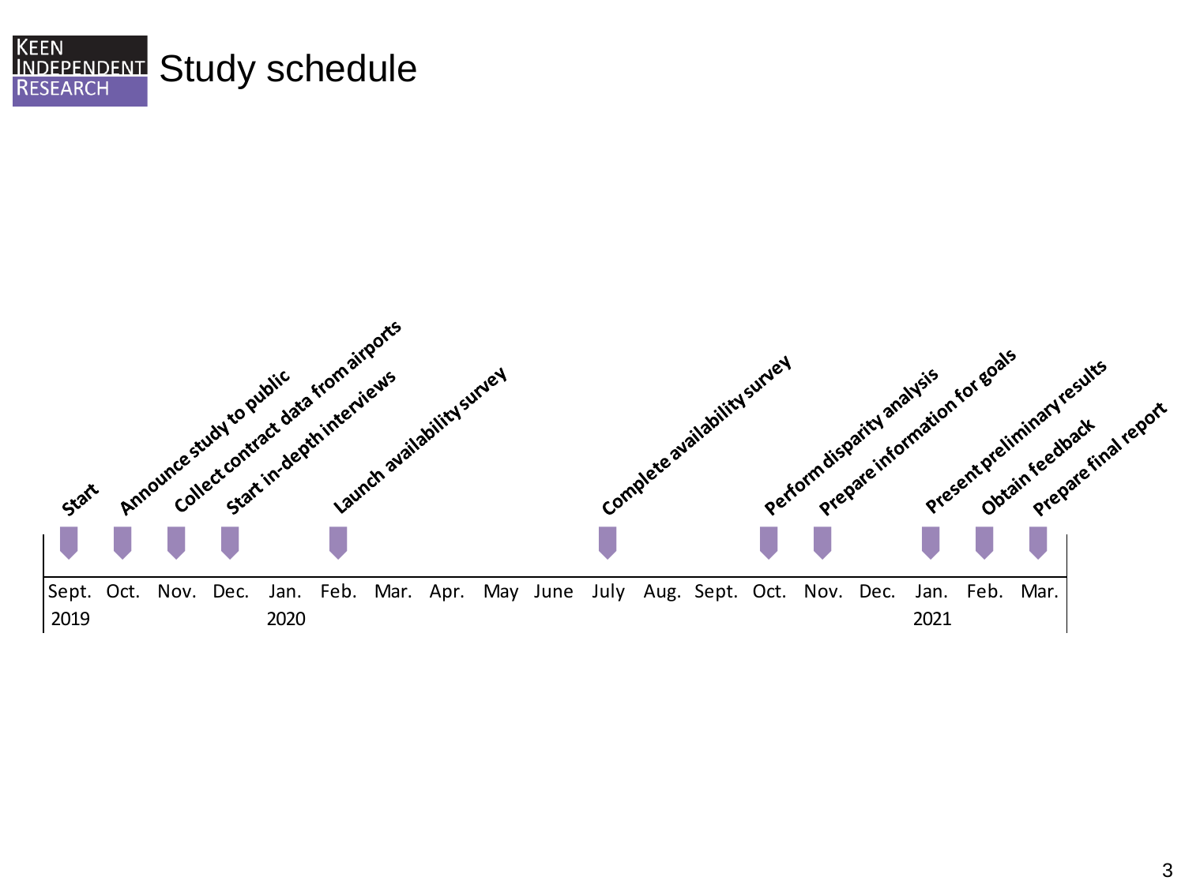# Study schedule

| Month | Milestone |
|---|---|
| Sept. 2019 | Start |
| Oct. | Announce study to public |
| Nov. | Collect contract data from airports |
| Dec. | Start in-depth interviews |
| Jan. 2020 | |
| Feb. | Launch availability survey |
| Mar. | |
| Apr. | |
| May | |
| June | |
| July | Complete availability survey |
| Aug. | |
| Sept. | |
| Oct. | Perform disparity analysis |
| Nov. | Prepare information for goals |
| Dec. | |
| Jan. 2021 | Present preliminary results |
| Feb. | Obtain feedback |
| Mar. | Prepare final report |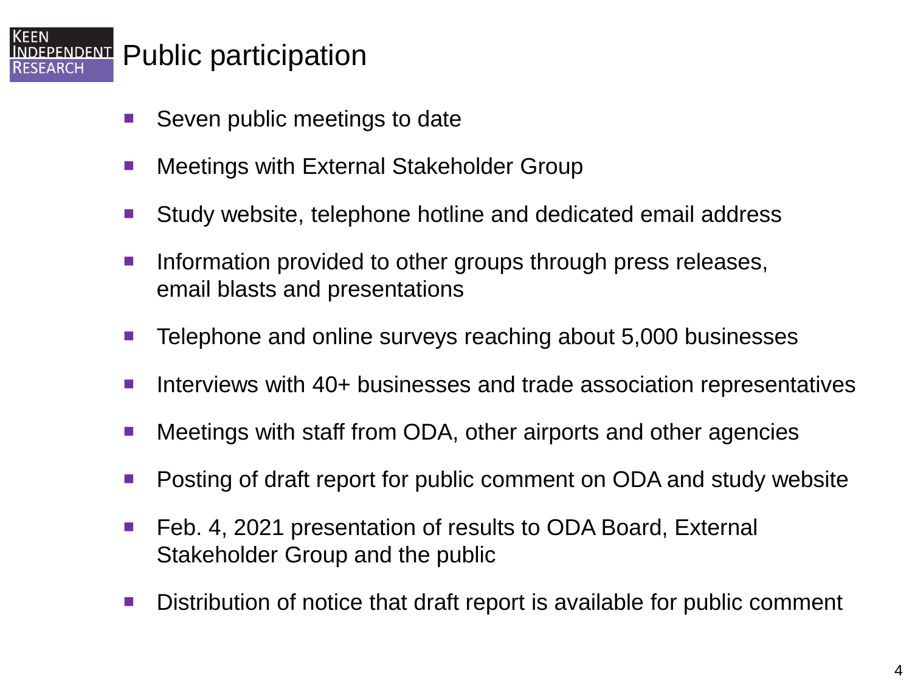# Public participation

- Seven public meetings to date
- Meetings with External Stakeholder Group
- Study website, telephone hotline and dedicated email address
- Information provided to other groups through press releases, email blasts and presentations
- Telephone and online surveys reaching about 5,000 businesses
- Interviews with 40+ businesses and trade association representatives
- Meetings with staff from ODA, other airports and other agencies
- Posting of draft report for public comment on ODA and study website
- Feb. 4, 2021 presentation of results to ODA Board, External Stakeholder Group and the public
- Distribution of notice that draft report is available for public comment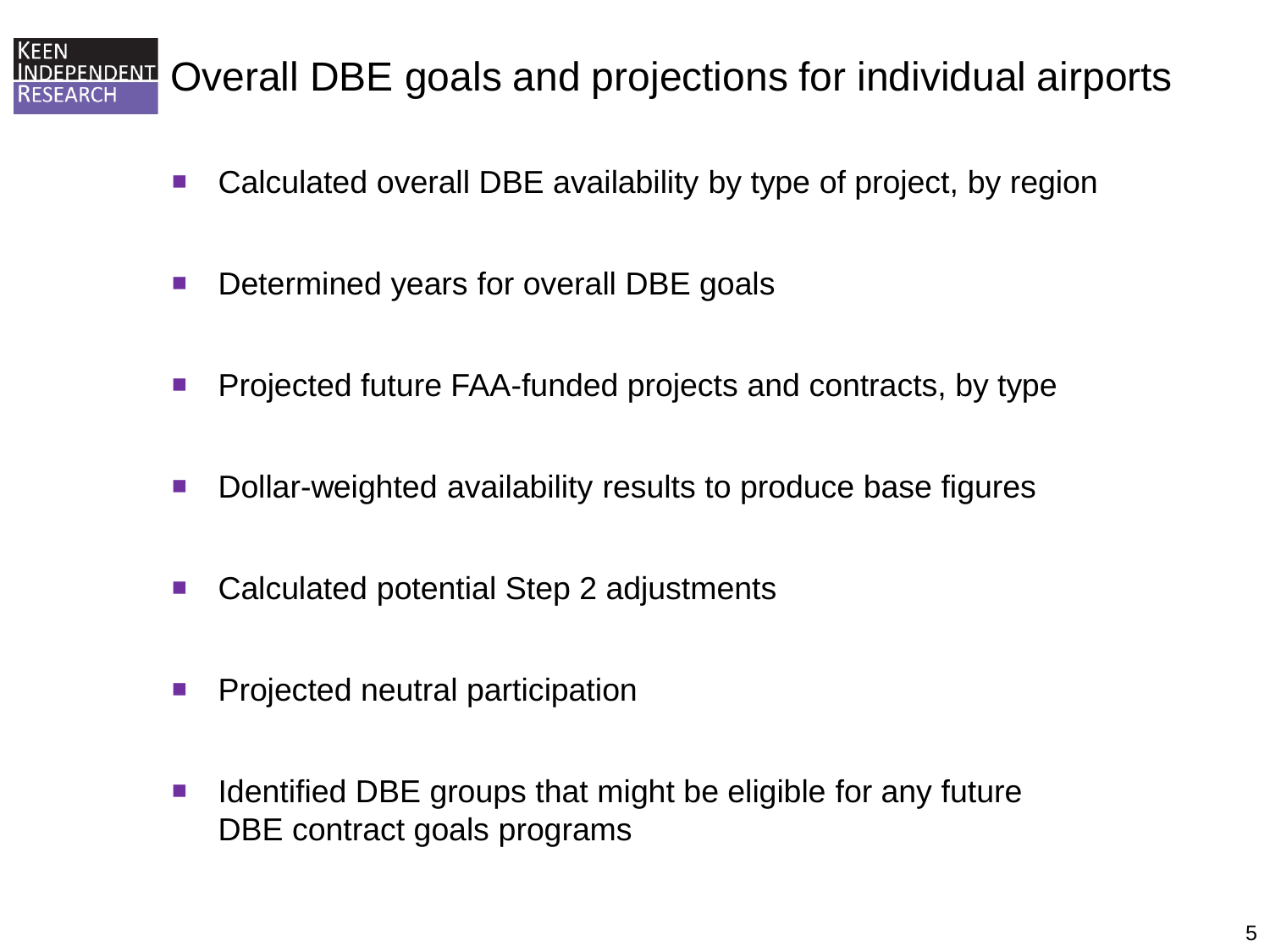# Overall DBE goals and projections for individual airports

- Calculated overall DBE availability by type of project, by region
- Determined years for overall DBE goals
- Projected future FAA-funded projects and contracts, by type
- Dollar-weighted availability results to produce base figures
- Calculated potential Step 2 adjustments
- Projected neutral participation
- Identified DBE groups that might be eligible for any future DBE contract goals programs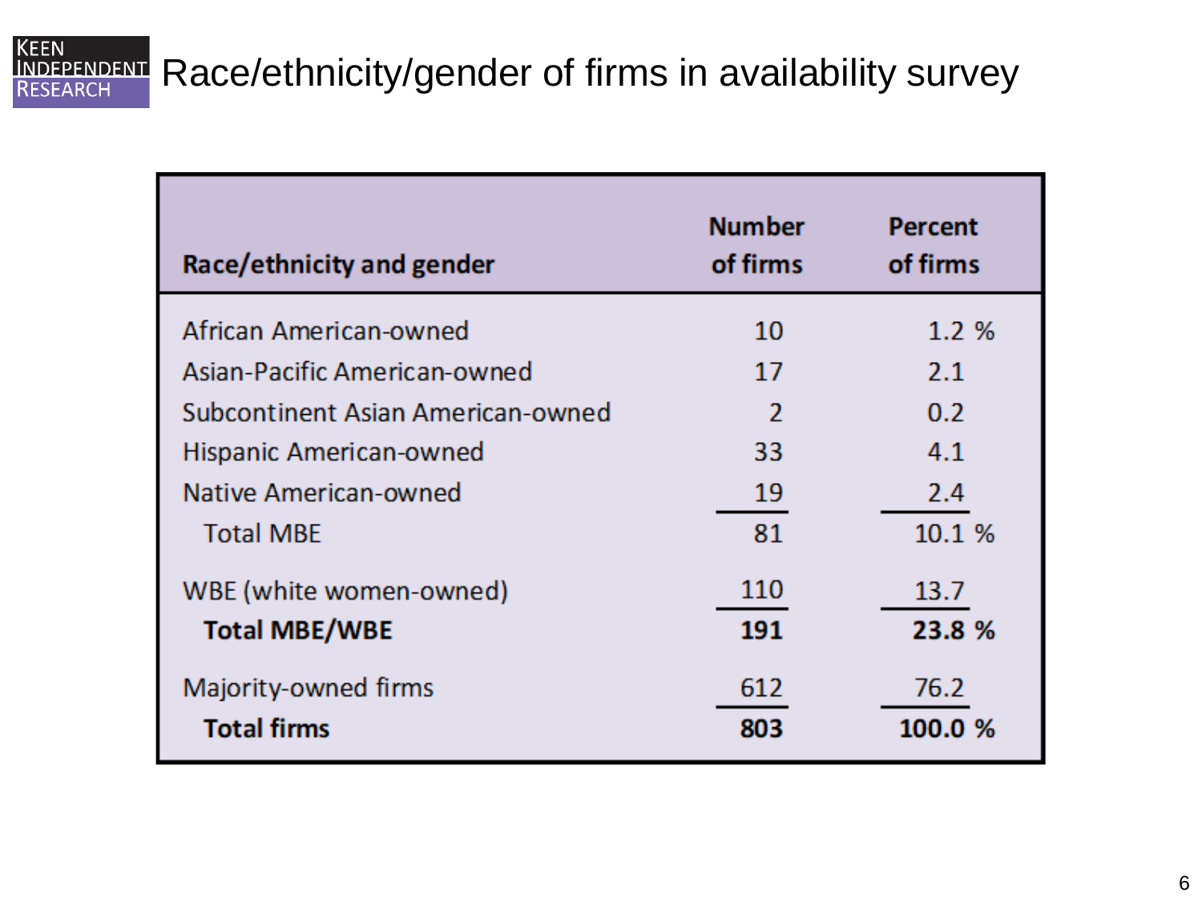# Race/ethnicity/gender of firms in availability survey

| Race/ethnicity and gender | Number of firms | Percent of firms |
|---|---|---|
| African American-owned | 10 | 1.2 % |
| Asian-Pacific American-owned | 17 | 2.1 |
| Subcontinent Asian American-owned | 2 | 0.2 |
| Hispanic American-owned | 33 | 4.1 |
| Native American-owned | 19 | 2.4 |
| Total MBE | 81 | 10.1 % |
| WBE (white women-owned) | 110 | 13.7 |
| **Total MBE/WBE** | **191** | **23.8 %** |
| Majority-owned firms | 612 | 76.2 |
| **Total firms** | **803** | **100.0 %** |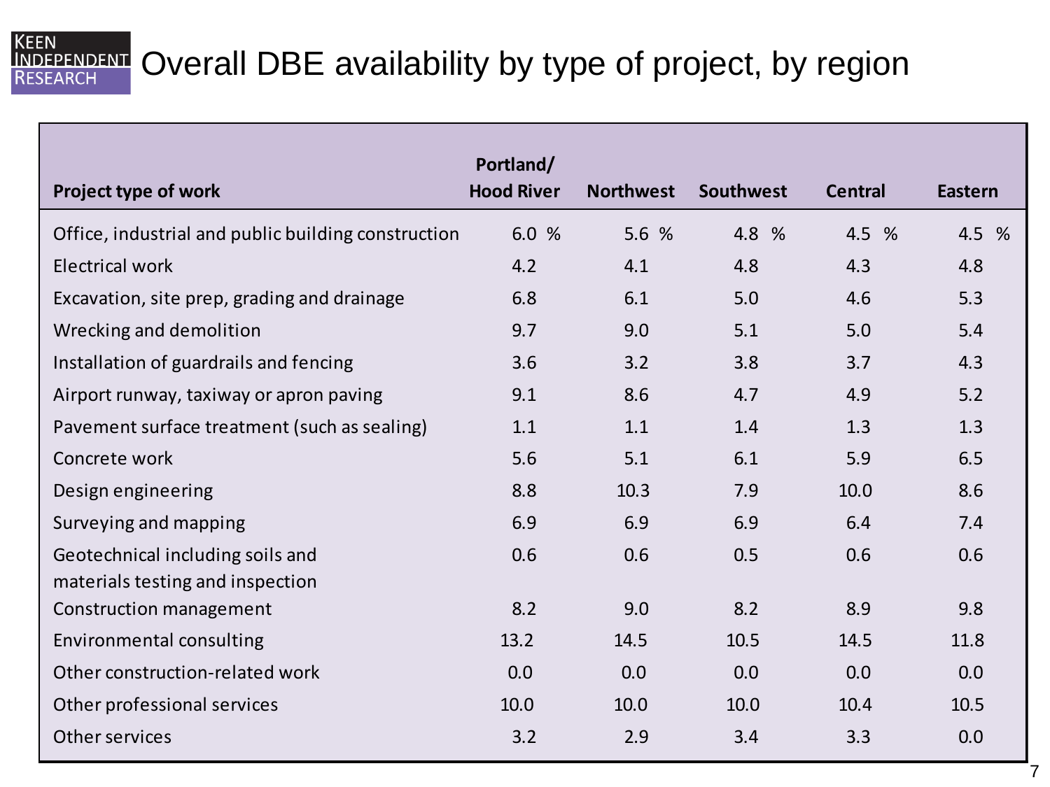# Overall DBE availability by type of project, by region

| Project type of work | Portland/ Hood River | Northwest | Southwest | Central | Eastern |
|---|---|---|---|---|---|
| Office, industrial and public building construction | 6.0 % | 5.6 % | 4.8 % | 4.5 % | 4.5 % |
| Electrical work | 4.2 | 4.1 | 4.8 | 4.3 | 4.8 |
| Excavation, site prep, grading and drainage | 6.8 | 6.1 | 5.0 | 4.6 | 5.3 |
| Wrecking and demolition | 9.7 | 9.0 | 5.1 | 5.0 | 5.4 |
| Installation of guardrails and fencing | 3.6 | 3.2 | 3.8 | 3.7 | 4.3 |
| Airport runway, taxiway or apron paving | 9.1 | 8.6 | 4.7 | 4.9 | 5.2 |
| Pavement surface treatment (such as sealing) | 1.1 | 1.1 | 1.4 | 1.3 | 1.3 |
| Concrete work | 5.6 | 5.1 | 6.1 | 5.9 | 6.5 |
| Design engineering | 8.8 | 10.3 | 7.9 | 10.0 | 8.6 |
| Surveying and mapping | 6.9 | 6.9 | 6.9 | 6.4 | 7.4 |
| Geotechnical including soils and materials testing and inspection | 0.6 | 0.6 | 0.5 | 0.6 | 0.6 |
| Construction management | 8.2 | 9.0 | 8.2 | 8.9 | 9.8 |
| Environmental consulting | 13.2 | 14.5 | 10.5 | 14.5 | 11.8 |
| Other construction-related work | 0.0 | 0.0 | 0.0 | 0.0 | 0.0 |
| Other professional services | 10.0 | 10.0 | 10.0 | 10.4 | 10.5 |
| Other services | 3.2 | 2.9 | 3.4 | 3.3 | 0.0 |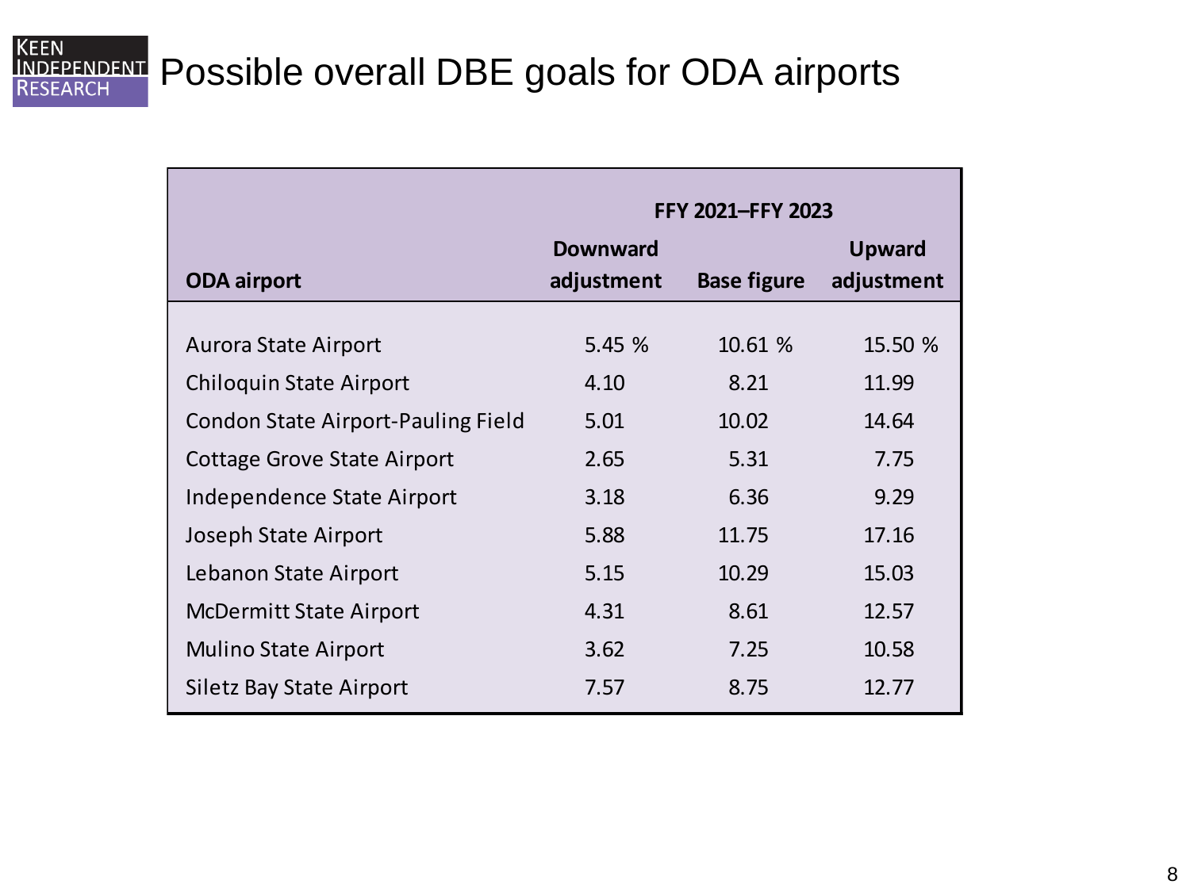# Possible overall DBE goals for ODA airports

| ODA airport | FFY 2021–FFY 2023 | | |
|---|---|---|---|
| | Downward adjustment | Base figure | Upward adjustment |
| Aurora State Airport | 5.45 % | 10.61 % | 15.50 % |
| Chiloquin State Airport | 4.10 | 8.21 | 11.99 |
| Condon State Airport-Pauling Field | 5.01 | 10.02 | 14.64 |
| Cottage Grove State Airport | 2.65 | 5.31 | 7.75 |
| Independence State Airport | 3.18 | 6.36 | 9.29 |
| Joseph State Airport | 5.88 | 11.75 | 17.16 |
| Lebanon State Airport | 5.15 | 10.29 | 15.03 |
| McDermitt State Airport | 4.31 | 8.61 | 12.57 |
| Mulino State Airport | 3.62 | 7.25 | 10.58 |
| Siletz Bay State Airport | 7.57 | 8.75 | 12.77 |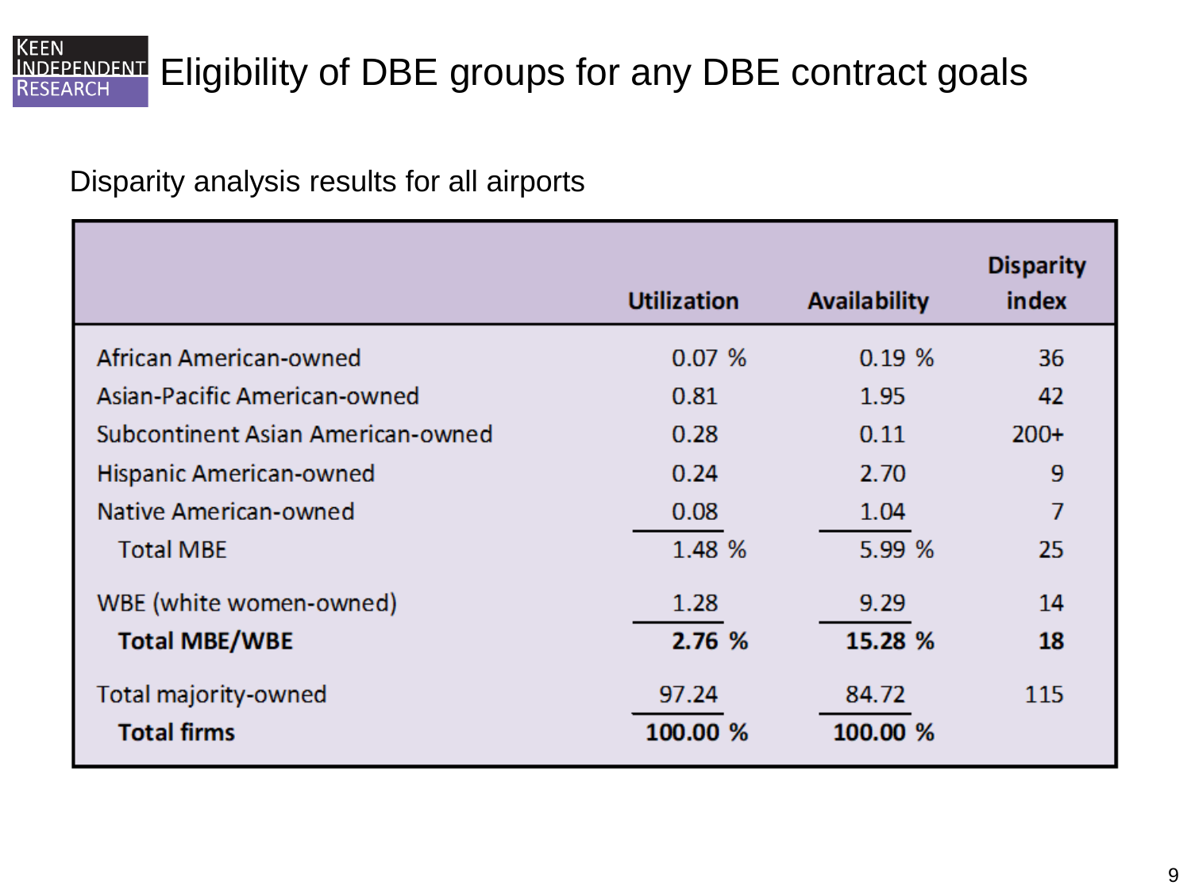# Eligibility of DBE groups for any DBE contract goals

Disparity analysis results for all airports

| | Utilization | Availability | Disparity index |
|---|---|---|---|
| African American-owned | 0.07 % | 0.19 % | 36 |
| Asian-Pacific American-owned | 0.81 | 1.95 | 42 |
| Subcontinent Asian American-owned | 0.28 | 0.11 | 200+ |
| Hispanic American-owned | 0.24 | 2.70 | 9 |
| Native American-owned | 0.08 | 1.04 | 7 |
| Total MBE | 1.48 % | 5.99 % | 25 |
| WBE (white women-owned) | 1.28 | 9.29 | 14 |
| **Total MBE/WBE** | **2.76 %** | **15.28 %** | **18** |
| Total majority-owned | 97.24 | 84.72 | 115 |
| **Total firms** | **100.00 %** | **100.00 %** | |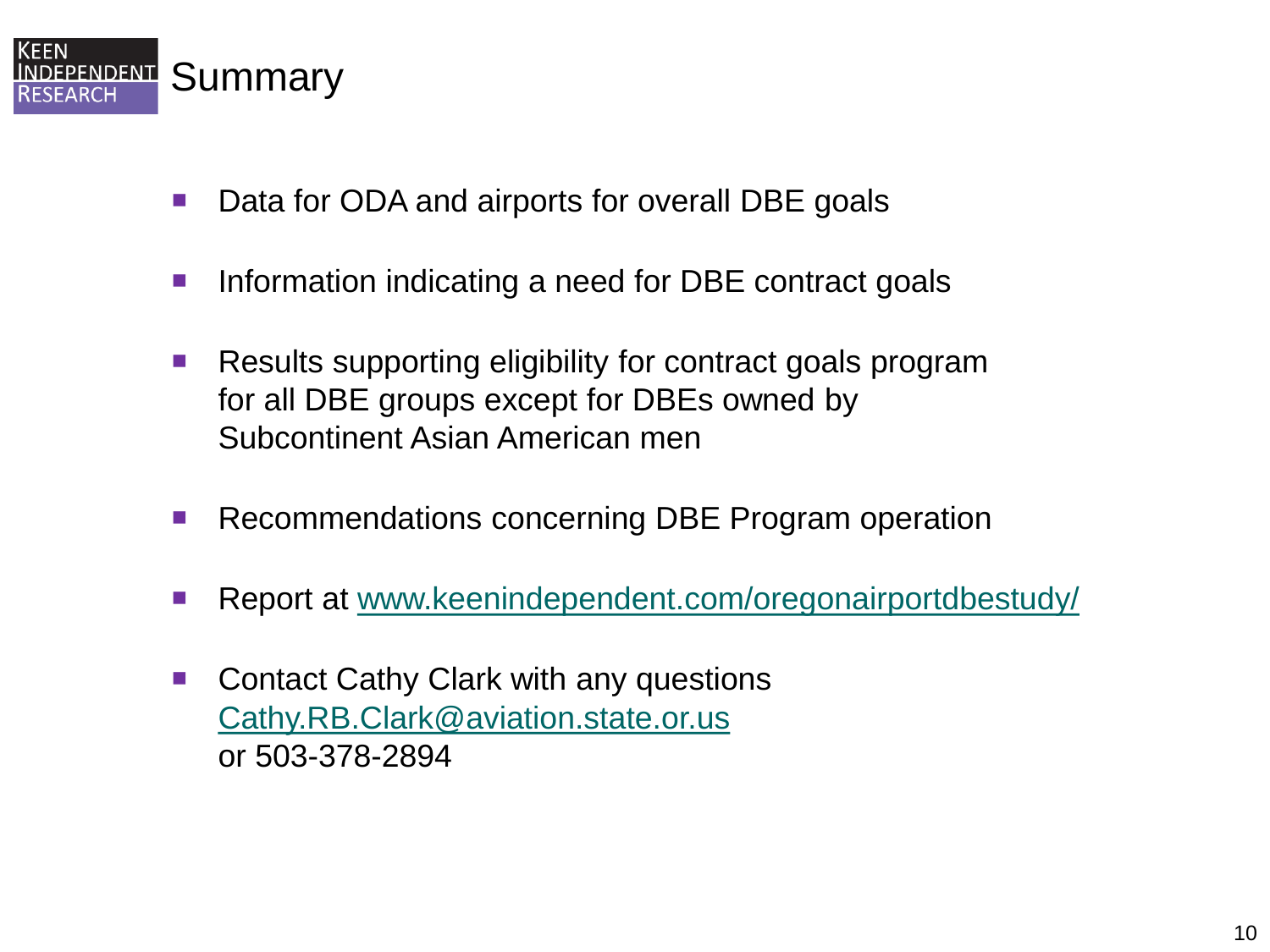# Summary

- Data for ODA and airports for overall DBE goals
- Information indicating a need for DBE contract goals
- Results supporting eligibility for contract goals program for all DBE groups except for DBEs owned by Subcontinent Asian American men
- Recommendations concerning DBE Program operation
- Report at www.keenindependent.com/oregonairportdbestudy/
- Contact Cathy Clark with any questions
  Cathy.RB.Clark@aviation.state.or.us
  or 503-378-2894